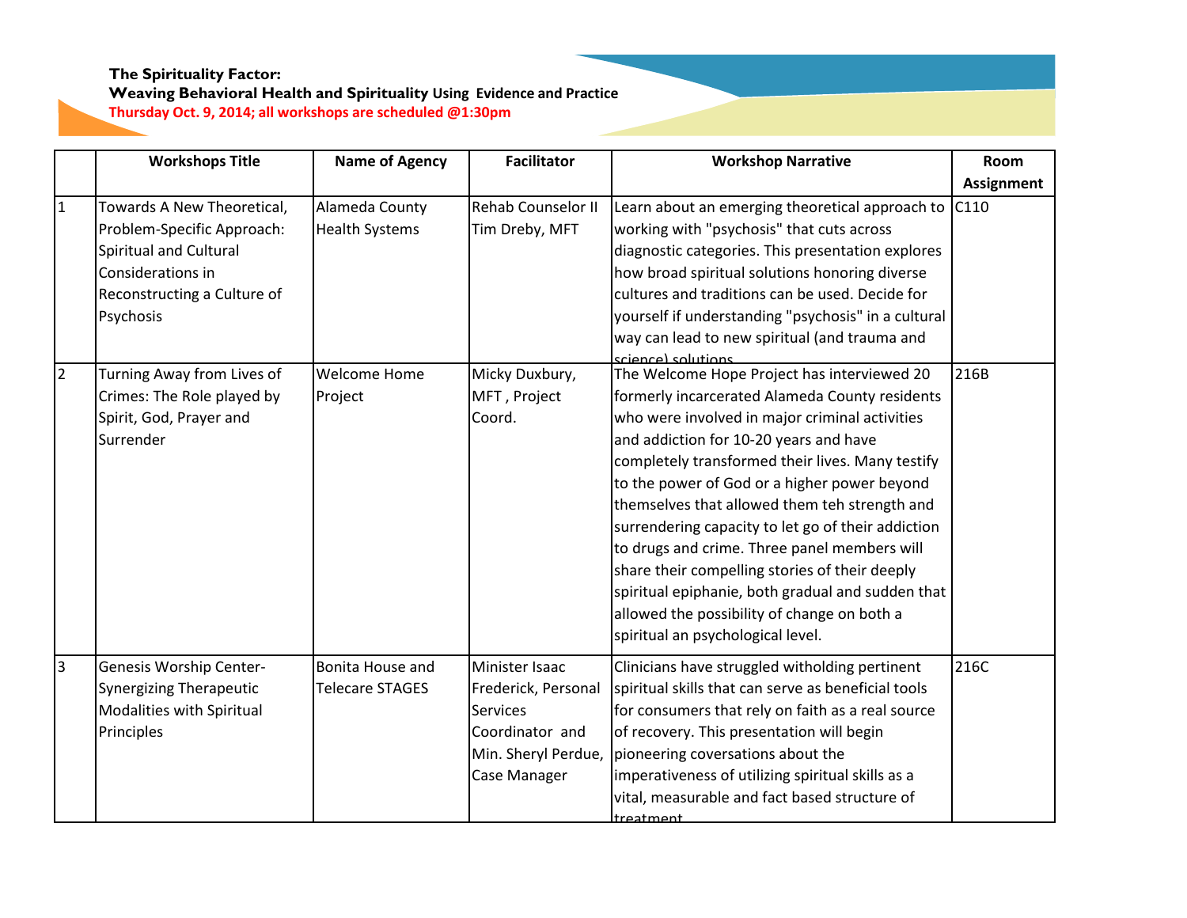**The Spirituality Factor:**
**Weaving Behavioral Health and Spirituality Using Evidence and Practice**
**Thursday Oct. 9, 2014; all workshops are scheduled @1:30pm**

| | Workshops Title | Name of Agency | Facilitator | Workshop Narrative | Room Assignment |
|---|---|---|---|---|---|
| 1 | Towards A New Theoretical, Problem-Specific Approach: Spiritual and Cultural Considerations in Reconstructing a Culture of Psychosis | Alameda County Health Systems | Rehab Counselor II Tim Dreby, MFT | Learn about an emerging theoretical approach to working with "psychosis" that cuts across diagnostic categories. This presentation explores how broad spiritual solutions honoring diverse cultures and traditions can be used. Decide for yourself if understanding "psychosis" in a cultural way can lead to new spiritual (and trauma and science) solutions | C110 |
| 2 | Turning Away from Lives of Crimes: The Role played by Spirit, God, Prayer and Surrender | Welcome Home Project | Micky Duxbury, MFT , Project Coord. | The Welcome Hope Project has interviewed 20 formerly incarcerated Alameda County residents who were involved in major criminal activities and addiction for 10-20 years and have completely transformed their lives. Many testify to the power of God or a higher power beyond themselves that allowed them teh strength and surrendering capacity to let go of their addiction to drugs and crime. Three panel members will share their compelling stories of their deeply spiritual epiphanie, both gradual and sudden that allowed the possibility of change on both a spiritual an psychological level. | 216B |
| 3 | Genesis Worship Center-Synergizing Therapeutic Modalities with Spiritual Principles | Bonita House and Telecare STAGES | Minister Isaac Frederick, Personal Services Coordinator and Min. Sheryl Perdue, Case Manager | Clinicians have struggled witholding pertinent spiritual skills that can serve as beneficial tools for consumers that rely on faith as a real source of recovery. This presentation will begin pioneering coversations about the imperativeness of utilizing spiritual skills as a vital, measurable and fact based structure of treatment | 216C |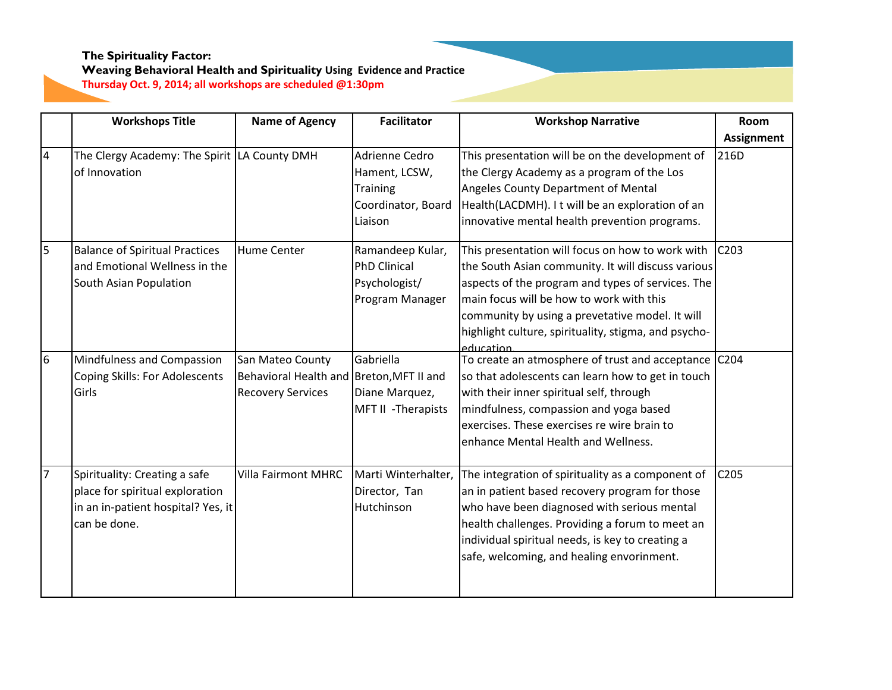**The Spirituality Factor:**
**Weaving Behavioral Health and Spirituality** Using Evidence and Practice
**Thursday Oct. 9, 2014; all workshops are scheduled @1:30pm**

| | Workshops Title | Name of Agency | Facilitator | Workshop Narrative | Room Assignment |
|---|---|---|---|---|---|
| 4 | The Clergy Academy: The Spirit of Innovation | LA County DMH | Adrienne Cedro Hament, LCSW, Training Coordinator, Board Liaison | This presentation will be on the development of the Clergy Academy as a program of the Los Angeles County Department of Mental Health(LACDMH). I t will be an exploration of an innovative mental health prevention programs. | 216D |
| 5 | Balance of Spiritual Practices and Emotional Wellness in the South Asian Population | Hume Center | Ramandeep Kular, PhD Clinical Psychologist/ Program Manager | This presentation will focus on how to work with the South Asian community. It will discuss various aspects of the program and types of services. The main focus will be how to work with this community by using a prevetative model. It will highlight culture, spirituality, stigma, and psycho-education | C203 |
| 6 | Mindfulness and Compassion Coping Skills: For Adolescents Girls | San Mateo County Behavioral Health and Recovery Services | Gabriella Breton,MFT II and Diane Marquez, MFT II -Therapists | To create an atmosphere of trust and acceptance so that adolescents can learn how to get in touch with their inner spiritual self, through mindfulness, compassion and yoga based exercises. These exercises re wire brain to enhance Mental Health and Wellness. | C204 |
| 7 | Spirituality: Creating a safe place for spiritual exploration in an in-patient hospital? Yes, it can be done. | Villa Fairmont MHRC | Marti Winterhalter, Director, Tan Hutchinson | The integration of spirituality as a component of an in patient based recovery program for those who have been diagnosed with serious mental health challenges. Providing a forum to meet an individual spiritual needs, is key to creating a safe, welcoming, and healing envorinment. | C205 |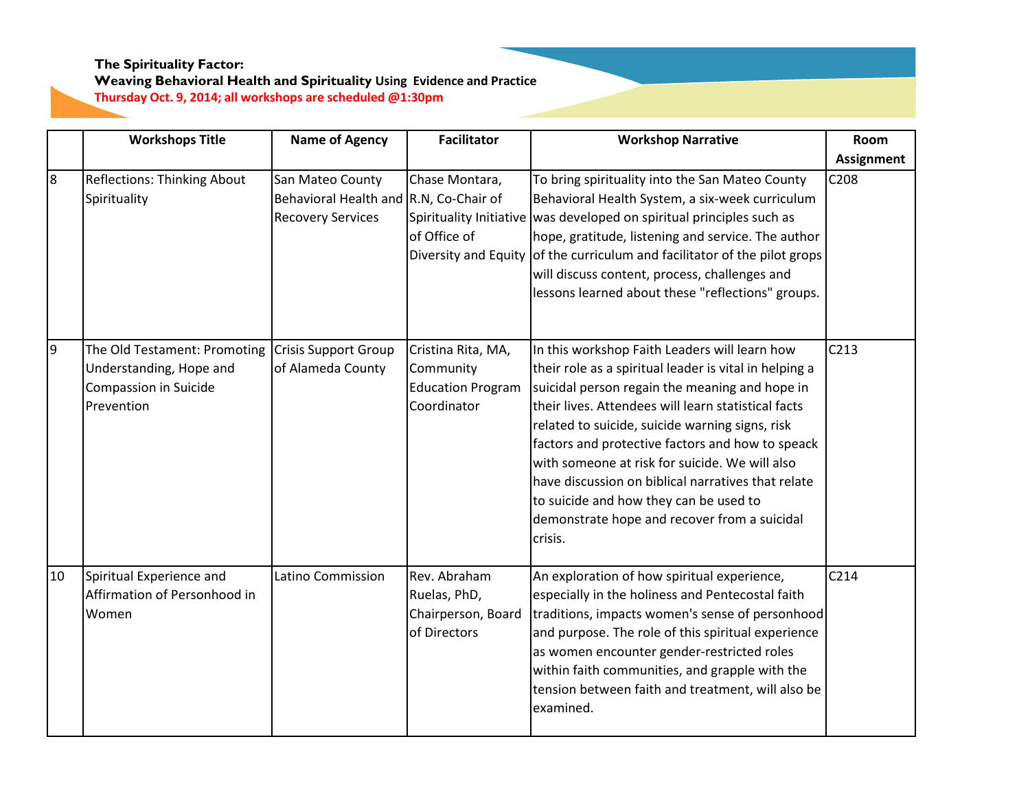**The Spirituality Factor:**
**Weaving Behavioral Health and Spirituality** **Using Evidence and Practice**
**Thursday Oct. 9, 2014; all workshops are scheduled @1:30pm**

| | Workshops Title | Name of Agency | Facilitator | Workshop Narrative | Room Assignment |
|---|---|---|---|---|---|
| 8 | Reflections: Thinking About Spirituality | San Mateo County Behavioral Health and Recovery Services | Chase Montara, R.N, Co-Chair of Spirituality Initiative of Office of Diversity and Equity | To bring spirituality into the San Mateo County Behavioral Health System, a six-week curriculum was developed on spiritual principles such as hope, gratitude, listening and service. The author of the curriculum and facilitator of the pilot grops will discuss content, process, challenges and lessons learned about these "reflections" groups. | C208 |
| 9 | The Old Testament: Promoting Understanding, Hope and Compassion in Suicide Prevention | Crisis Support Group of Alameda County | Cristina Rita, MA, Community Education Program Coordinator | In this workshop Faith Leaders will learn how their role as a spiritual leader is vital in helping a suicidal person regain the meaning and hope in their lives. Attendees will learn statistical facts related to suicide, suicide warning signs, risk factors and protective factors and how to speack with someone at risk for suicide. We will also have discussion on biblical narratives that relate to suicide and how they can be used to demonstrate hope and recover from a suicidal crisis. | C213 |
| 10 | Spiritual Experience and Affirmation of Personhood in Women | Latino Commission | Rev. Abraham Ruelas, PhD, Chairperson, Board of Directors | An exploration of how spiritual experience, especially in the holiness and Pentecostal faith traditions, impacts women's sense of personhood and purpose. The role of this spiritual experience as women encounter gender-restricted roles within faith communities, and grapple with the tension between faith and treatment, will also be examined. | C214 |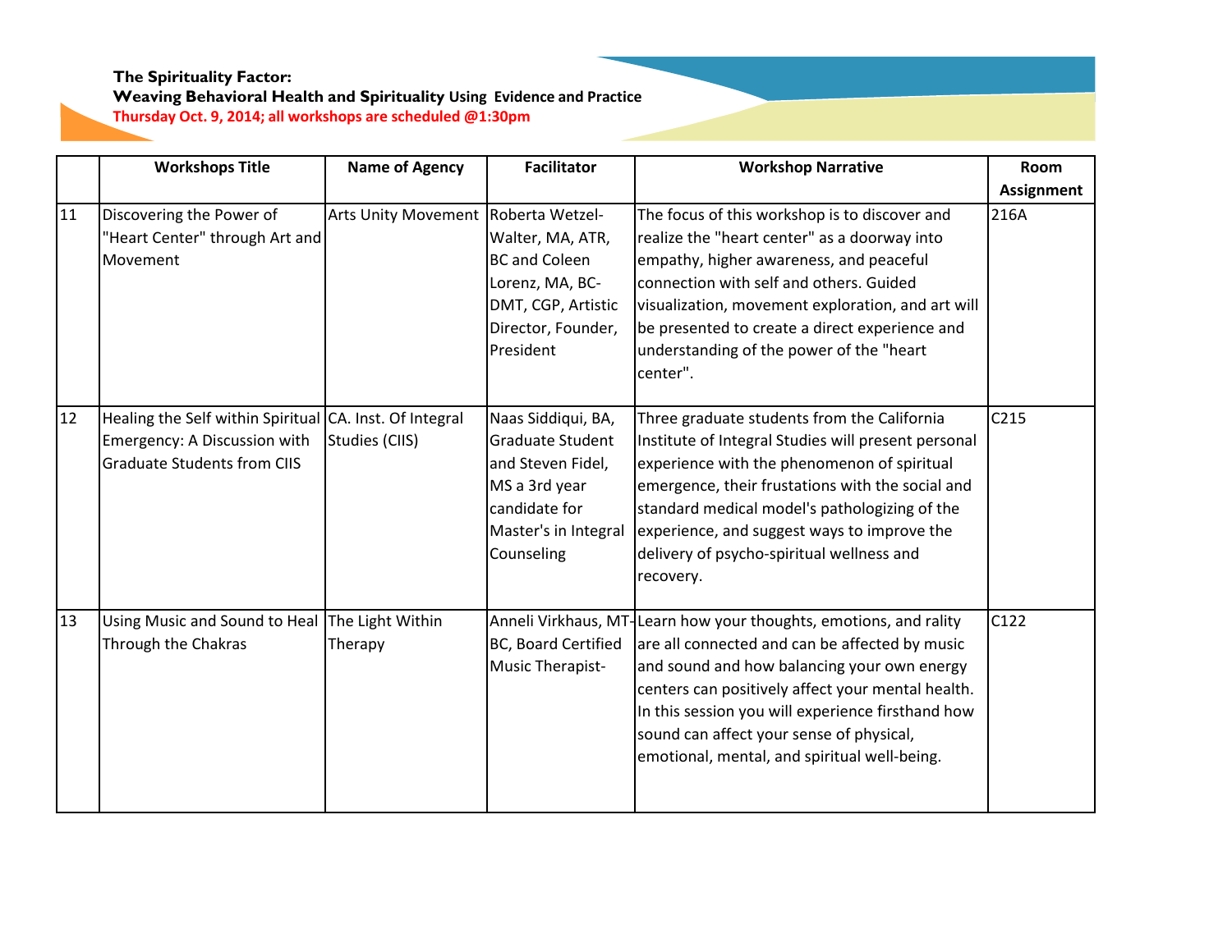**The Spirituality Factor:**
**Weaving Behavioral Health and Spirituality Using Evidence and Practice**
**Thursday Oct. 9, 2014; all workshops are scheduled @1:30pm**

| | Workshops Title | Name of Agency | Facilitator | Workshop Narrative | Room Assignment |
|---|---|---|---|---|---|
| 11 | Discovering the Power of "Heart Center" through Art and Movement | Arts Unity Movement | Roberta Wetzel-Walter, MA, ATR, BC and Coleen Lorenz, MA, BC-DMT, CGP, Artistic Director, Founder, President | The focus of this workshop is to discover and realize the "heart center" as a doorway into empathy, higher awareness, and peaceful connection with self and others. Guided visualization, movement exploration, and art will be presented to create a direct experience and understanding of the power of the "heart center". | 216A |
| 12 | Healing the Self within Spiritual Emergency: A Discussion with Graduate Students from CIIS | CA. Inst. Of Integral Studies (CIIS) | Naas Siddiqui, BA, Graduate Student and Steven Fidel, MS a 3rd year candidate for Master's in Integral Counseling | Three graduate students from the California Institute of Integral Studies will present personal experience with the phenomenon of spiritual emergence, their frustations with the social and standard medical model's pathologizing of the experience, and suggest ways to improve the delivery of psycho-spiritual wellness and recovery. | C215 |
| 13 | Using Music and Sound to Heal Through the Chakras | The Light Within Therapy | Anneli Virkhaus, MT-BC, Board Certified Music Therapist- | Learn how your thoughts, emotions, and rality are all connected and can be affected by music and sound and how balancing your own energy centers can positively affect your mental health. In this session you will experience firsthand how sound can affect your sense of physical, emotional, mental, and spiritual well-being. | C122 |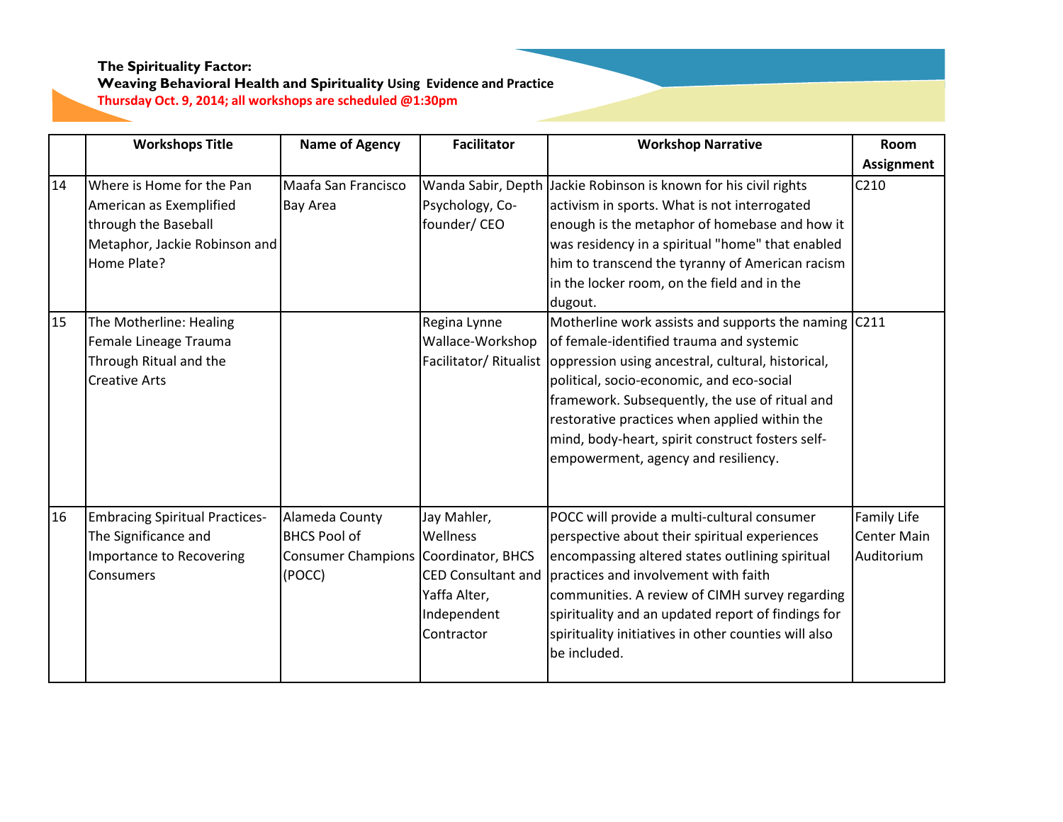**The Spirituality Factor:**
**Weaving Behavioral Health and Spirituality Using Evidence and Practice**
**Thursday Oct. 9, 2014; all workshops are scheduled @1:30pm**

| | Workshops Title | Name of Agency | Facilitator | Workshop Narrative | Room Assignment |
|---|---|---|---|---|---|
| 14 | Where is Home for the Pan American as Exemplified through the Baseball Metaphor, Jackie Robinson and Home Plate? | Maafa San Francisco Bay Area | Wanda Sabir, Depth Psychology, Co-founder/ CEO | Jackie Robinson is known for his civil rights activism in sports. What is not interrogated enough is the metaphor of homebase and how it was residency in a spiritual "home" that enabled him to transcend the tyranny of American racism in the locker room, on the field and in the dugout. | C210 |
| 15 | The Motherline: Healing Female Lineage Trauma Through Ritual and the Creative Arts | | Regina Lynne Wallace-Workshop Facilitator/ Ritualist | Motherline work assists and supports the naming of female-identified trauma and systemic oppression using ancestral, cultural, historical, political, socio-economic, and eco-social framework. Subsequently, the use of ritual and restorative practices when applied within the mind, body-heart, spirit construct fosters self-empowerment, agency and resiliency. | C211 |
| 16 | Embracing Spiritual Practices- The Significance and Importance to Recovering Consumers | Alameda County BHCS Pool of Consumer Champions (POCC) | Jay Mahler, Wellness Coordinator, BHCS CED Consultant and Yaffa Alter, Independent Contractor | POCC will provide a multi-cultural consumer perspective about their spiritual experiences encompassing altered states outlining spiritual practices and involvement with faith communities. A review of CIMH survey regarding spirituality and an updated report of findings for spirituality initiatives in other counties will also be included. | Family Life Center Main Auditorium |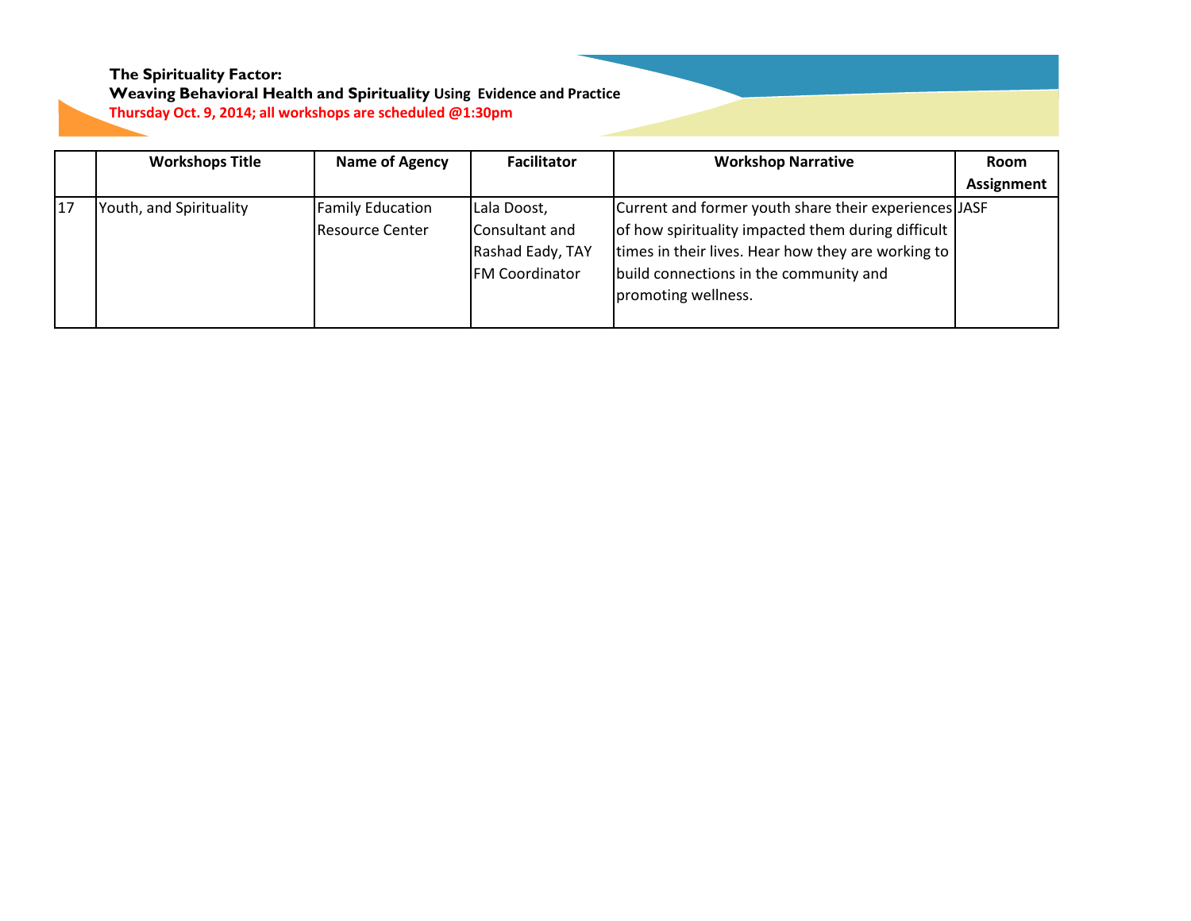**The Spirituality Factor:**
**Weaving Behavioral Health and Spirituality Using Evidence and Practice**
**Thursday Oct. 9, 2014; all workshops are scheduled @1:30pm**

| | Workshops Title | Name of Agency | Facilitator | Workshop Narrative | Room Assignment |
|---|---|---|---|---|---|
| 17 | Youth, and Spirituality | Family Education Resource Center | Lala Doost, Consultant and Rashad Eady, TAY FM Coordinator | Current and former youth share their experiences of how spirituality impacted them during difficult times in their lives. Hear how they are working to build connections in the community and promoting wellness. | JASF |